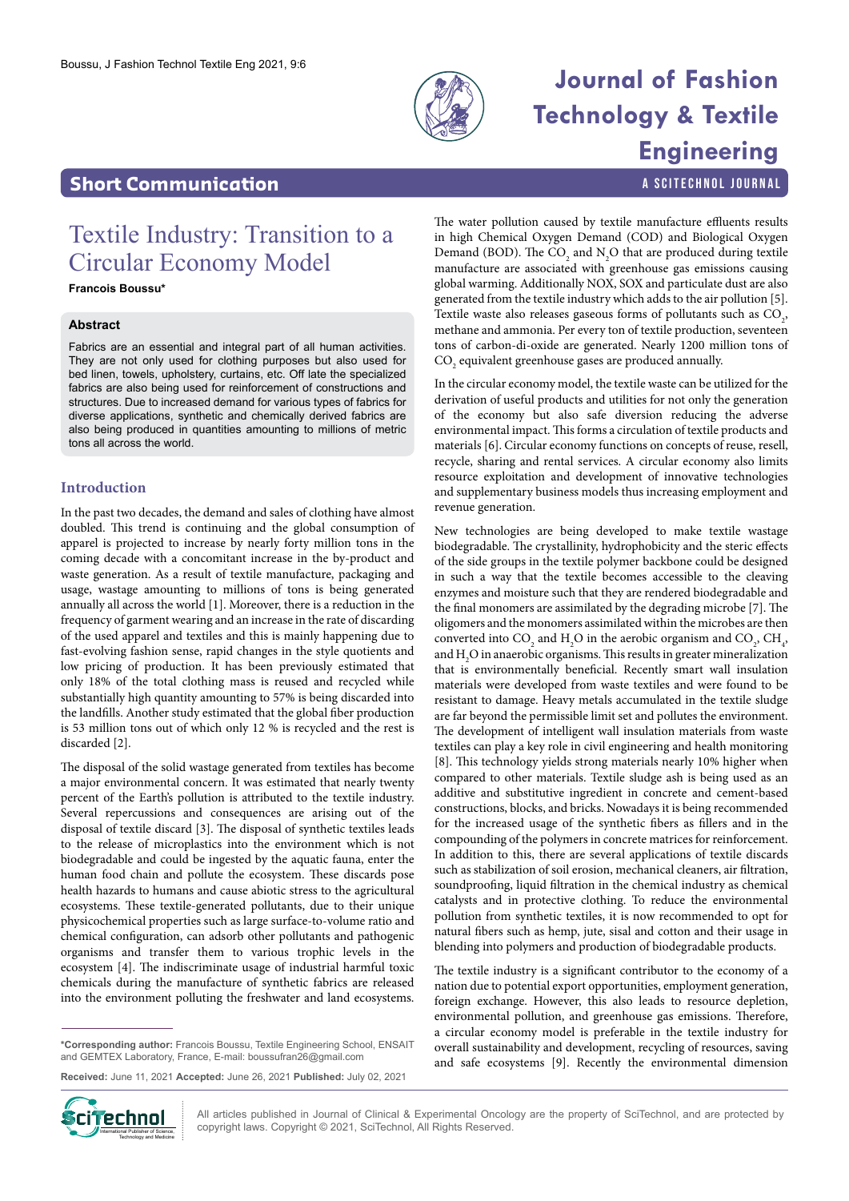## Short Communication

# Textile Industry: Transition to a Circular Economy Model

**Francois Boussu***

### Abstract

Fabrics are an essential and integral part of all human activities. They are not only used for clothing purposes but also used for bed linen, towels, upholstery, curtains, etc. Off late the specialized fabrics are also being used for reinforcement of constructions and structures. Due to increased demand for various types of fabrics for diverse applications, synthetic and chemically derived fabrics are also being produced in quantities amounting to millions of metric tons all across the world.

## Introduction

In the past two decades, the demand and sales of clothing have almost doubled. This trend is continuing and the global consumption of apparel is projected to increase by nearly forty million tons in the coming decade with a concomitant increase in the by-product and waste generation. As a result of textile manufacture, packaging and usage, wastage amounting to millions of tons is being generated annually all across the world [1]. Moreover, there is a reduction in the frequency of garment wearing and an increase in the rate of discarding of the used apparel and textiles and this is mainly happening due to fast-evolving fashion sense, rapid changes in the style quotients and low pricing of production. It has been previously estimated that only 18% of the total clothing mass is reused and recycled while substantially high quantity amounting to 57% is being discarded into the landfills. Another study estimated that the global fiber production is 53 million tons out of which only 12 % is recycled and the rest is discarded [2].

The disposal of the solid wastage generated from textiles has become a major environmental concern. It was estimated that nearly twenty percent of the Earth's pollution is attributed to the textile industry. Several repercussions and consequences are arising out of the disposal of textile discard [3]. The disposal of synthetic textiles leads to the release of microplastics into the environment which is not biodegradable and could be ingested by the aquatic fauna, enter the human food chain and pollute the ecosystem. These discards pose health hazards to humans and cause abiotic stress to the agricultural ecosystems. These textile-generated pollutants, due to their unique physicochemical properties such as large surface-to-volume ratio and chemical configuration, can adsorb other pollutants and pathogenic organisms and transfer them to various trophic levels in the ecosystem [4]. The indiscriminate usage of industrial harmful toxic chemicals during the manufacture of synthetic fabrics are released into the environment polluting the freshwater and land ecosystems.

The water pollution caused by textile manufacture effluents results in high Chemical Oxygen Demand (COD) and Biological Oxygen Demand (BOD). The $CO_2$ and $N_2O$ that are produced during textile manufacture are associated with greenhouse gas emissions causing global warming. Additionally NOX, SOX and particulate dust are also generated from the textile industry which adds to the air pollution [5]. Textile waste also releases gaseous forms of pollutants such as $CO_2$, methane and ammonia. Per every ton of textile production, seventeen tons of carbon-di-oxide are generated. Nearly 1200 million tons of $CO_2$ equivalent greenhouse gases are produced annually.

In the circular economy model, the textile waste can be utilized for the derivation of useful products and utilities for not only the generation of the economy but also safe diversion reducing the adverse environmental impact. This forms a circulation of textile products and materials [6]. Circular economy functions on concepts of reuse, resell, recycle, sharing and rental services. A circular economy also limits resource exploitation and development of innovative technologies and supplementary business models thus increasing employment and revenue generation.

New technologies are being developed to make textile wastage biodegradable. The crystallinity, hydrophobicity and the steric effects of the side groups in the textile polymer backbone could be designed in such a way that the textile becomes accessible to the cleaving enzymes and moisture such that they are rendered biodegradable and the final monomers are assimilated by the degrading microbe [7]. The oligomers and the monomers assimilated within the microbes are then converted into $CO_2$ and $H_2O$ in the aerobic organism and $CO_2$, $CH_4$, and $H_2O$ in anaerobic organisms. This results in greater mineralization that is environmentally beneficial. Recently smart wall insulation materials were developed from waste textiles and were found to be resistant to damage. Heavy metals accumulated in the textile sludge are far beyond the permissible limit set and pollutes the environment. The development of intelligent wall insulation materials from waste textiles can play a key role in civil engineering and health monitoring [8]. This technology yields strong materials nearly 10% higher when compared to other materials. Textile sludge ash is being used as an additive and substitutive ingredient in concrete and cement-based constructions, blocks, and bricks. Nowadays it is being recommended for the increased usage of the synthetic fibers as fillers and in the compounding of the polymers in concrete matrices for reinforcement. In addition to this, there are several applications of textile discards such as stabilization of soil erosion, mechanical cleaners, air filtration, soundproofing, liquid filtration in the chemical industry as chemical catalysts and in protective clothing. To reduce the environmental pollution from synthetic textiles, it is now recommended to opt for natural fibers such as hemp, jute, sisal and cotton and their usage in blending into polymers and production of biodegradable products.

The textile industry is a significant contributor to the economy of a nation due to potential export opportunities, employment generation, foreign exchange. However, this also leads to resource depletion, environmental pollution, and greenhouse gas emissions. Therefore, a circular economy model is preferable in the textile industry for overall sustainability and development, recycling of resources, saving and safe ecosystems [9]. Recently the environmental dimension

---

***Corresponding author:** Francois Boussu, Textile Engineering School, ENSAIT and GEMTEX Laboratory, France, E-mail: boussufran26@gmail.com

**Received:** June 11, 2021 **Accepted:** June 26, 2021 **Published:** July 02, 2021

All articles published in Journal of Clinical & Experimental Oncology are the property of SciTechnol, and are protected by copyright laws. Copyright © 2021, SciTechnol, All Rights Reserved.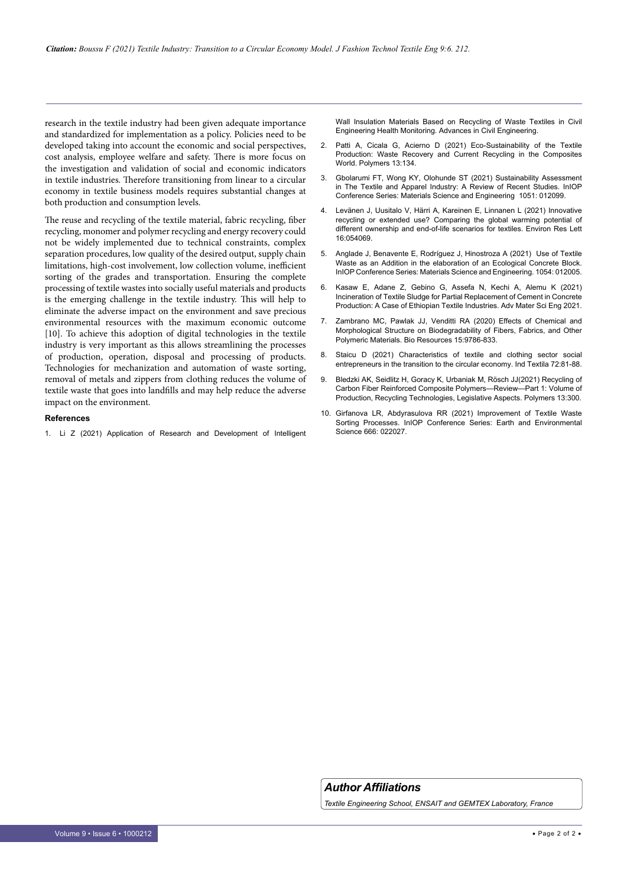research in the textile industry had been given adequate importance and standardized for implementation as a policy. Policies need to be developed taking into account the economic and social perspectives, cost analysis, employee welfare and safety. There is more focus on the investigation and validation of social and economic indicators in textile industries. Therefore transitioning from linear to a circular economy in textile business models requires substantial changes at both production and consumption levels.

The reuse and recycling of the textile material, fabric recycling, fiber recycling, monomer and polymer recycling and energy recovery could not be widely implemented due to technical constraints, complex separation procedures, low quality of the desired output, supply chain limitations, high-cost involvement, low collection volume, inefficient sorting of the grades and transportation. Ensuring the complete processing of textile wastes into socially useful materials and products is the emerging challenge in the textile industry. This will help to eliminate the adverse impact on the environment and save precious environmental resources with the maximum economic outcome [10]. To achieve this adoption of digital technologies in the textile industry is very important as this allows streamlining the processes of production, operation, disposal and processing of products. Technologies for mechanization and automation of waste sorting, removal of metals and zippers from clothing reduces the volume of textile waste that goes into landfills and may help reduce the adverse impact on the environment.

## References

1. Li Z (2021) Application of Research and Development of Intelligent Wall Insulation Materials Based on Recycling of Waste Textiles in Civil Engineering Health Monitoring. Advances in Civil Engineering.
2. Patti A, Cicala G, Acierno D (2021) Eco-Sustainability of the Textile Production: Waste Recovery and Current Recycling in the Composites World. Polymers 13:134.
3. Gbolarumi FT, Wong KY, Olohunde ST (2021) Sustainability Assessment in The Textile and Apparel Industry: A Review of Recent Studies. InIOP Conference Series: Materials Science and Engineering 1051: 012099.
4. Levänen J, Uusitalo V, Härri A, Kareinen E, Linnanen L (2021) Innovative recycling or extended use? Comparing the global warming potential of different ownership and end-of-life scenarios for textiles. Environ Res Lett 16:054069.
5. Anglade J, Benavente E, Rodríguez J, Hinostroza A (2021) Use of Textile Waste as an Addition in the elaboration of an Ecological Concrete Block. InIOP Conference Series: Materials Science and Engineering. 1054: 012005.
6. Kasaw E, Adane Z, Gebino G, Assefa N, Kechi A, Alemu K (2021) Incineration of Textile Sludge for Partial Replacement of Cement in Concrete Production: A Case of Ethiopian Textile Industries. Adv Mater Sci Eng 2021.
7. Zambrano MC, Pawlak JJ, Venditti RA (2020) Effects of Chemical and Morphological Structure on Biodegradability of Fibers, Fabrics, and Other Polymeric Materials. Bio Resources 15:9786-833.
8. Staicu D (2021) Characteristics of textile and clothing sector social entrepreneurs in the transition to the circular economy. Ind Textila 72:81-88.
9. Bledzki AK, Seidlitz H, Goracy K, Urbaniak M, Rösch JJ(2021) Recycling of Carbon Fiber Reinforced Composite Polymers—Review—Part 1: Volume of Production, Recycling Technologies, Legislative Aspects. Polymers 13:300.
10. Girfanova LR, Abdyrasulova RR (2021) Improvement of Textile Waste Sorting Processes. InIOP Conference Series: Earth and Environmental Science 666: 022027.

### Author Affiliations

*Textile Engineering School, ENSAIT and GEMTEX Laboratory, France*